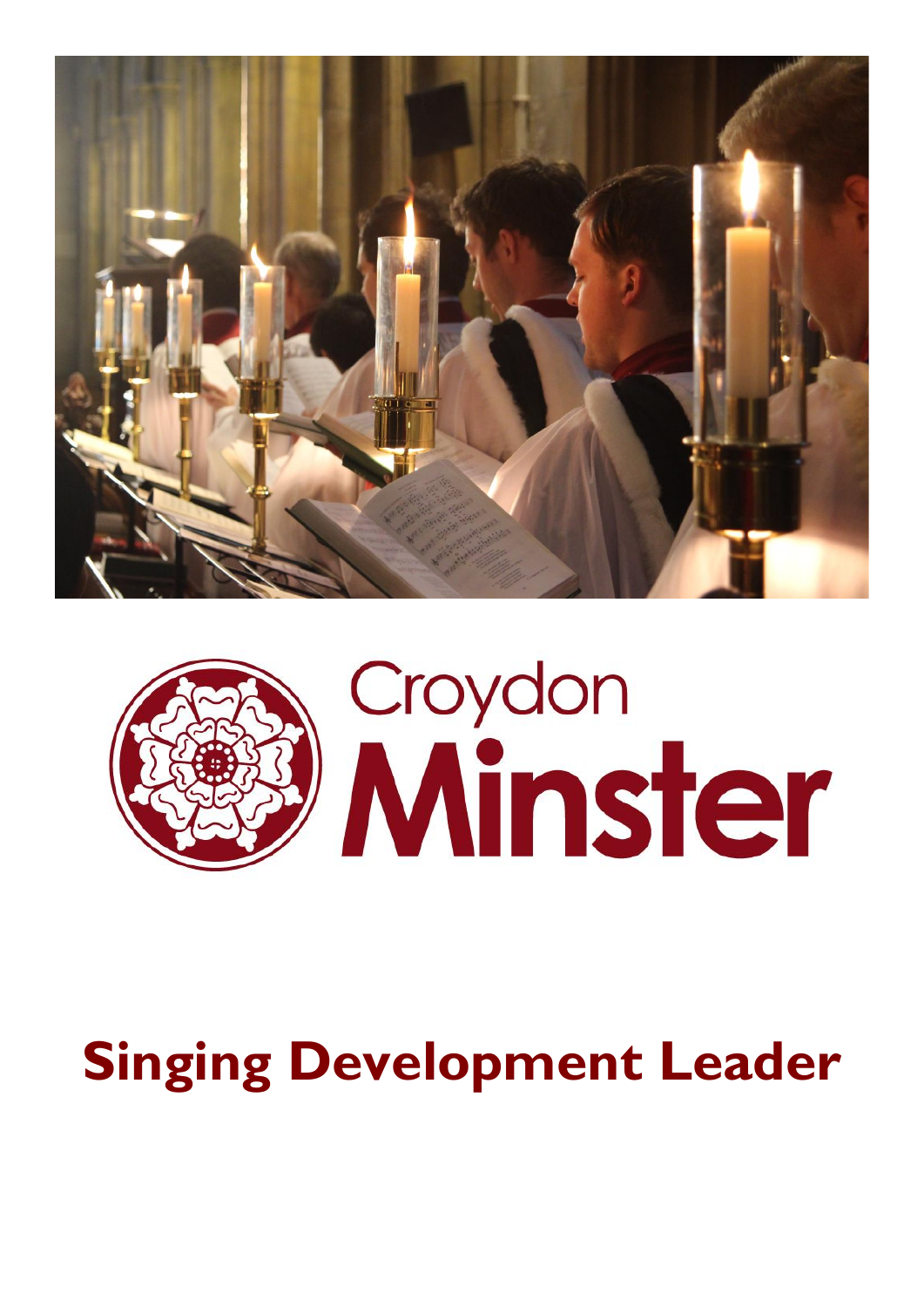Croydon

Minster

# Singing Development Leader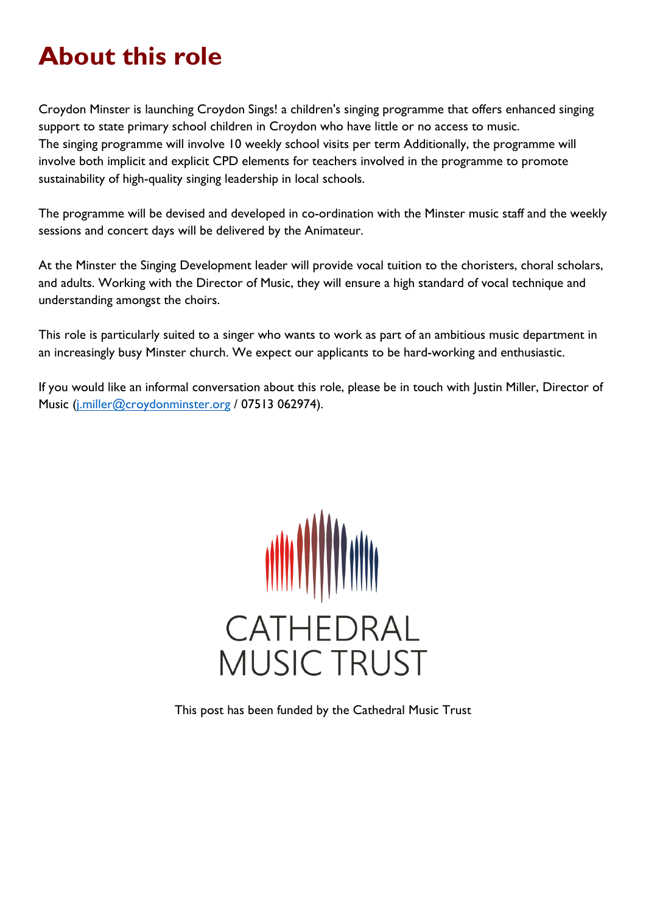# About this role

Croydon Minster is launching Croydon Sings! a children's singing programme that offers enhanced singing support to state primary school children in Croydon who have little or no access to music.
The singing programme will involve 10 weekly school visits per term Additionally, the programme will involve both implicit and explicit CPD elements for teachers involved in the programme to promote sustainability of high-quality singing leadership in local schools.

The programme will be devised and developed in co-ordination with the Minster music staff and the weekly sessions and concert days will be delivered by the Animateur.

At the Minster the Singing Development leader will provide vocal tuition to the choristers, choral scholars, and adults. Working with the Director of Music, they will ensure a high standard of vocal technique and understanding amongst the choirs.

This role is particularly suited to a singer who wants to work as part of an ambitious music department in an increasingly busy Minster church. We expect our applicants to be hard-working and enthusiastic.

If you would like an informal conversation about this role, please be in touch with Justin Miller, Director of Music (j.miller@croydonminster.org / 07513 062974).

CATHEDRAL MUSIC TRUST

This post has been funded by the Cathedral Music Trust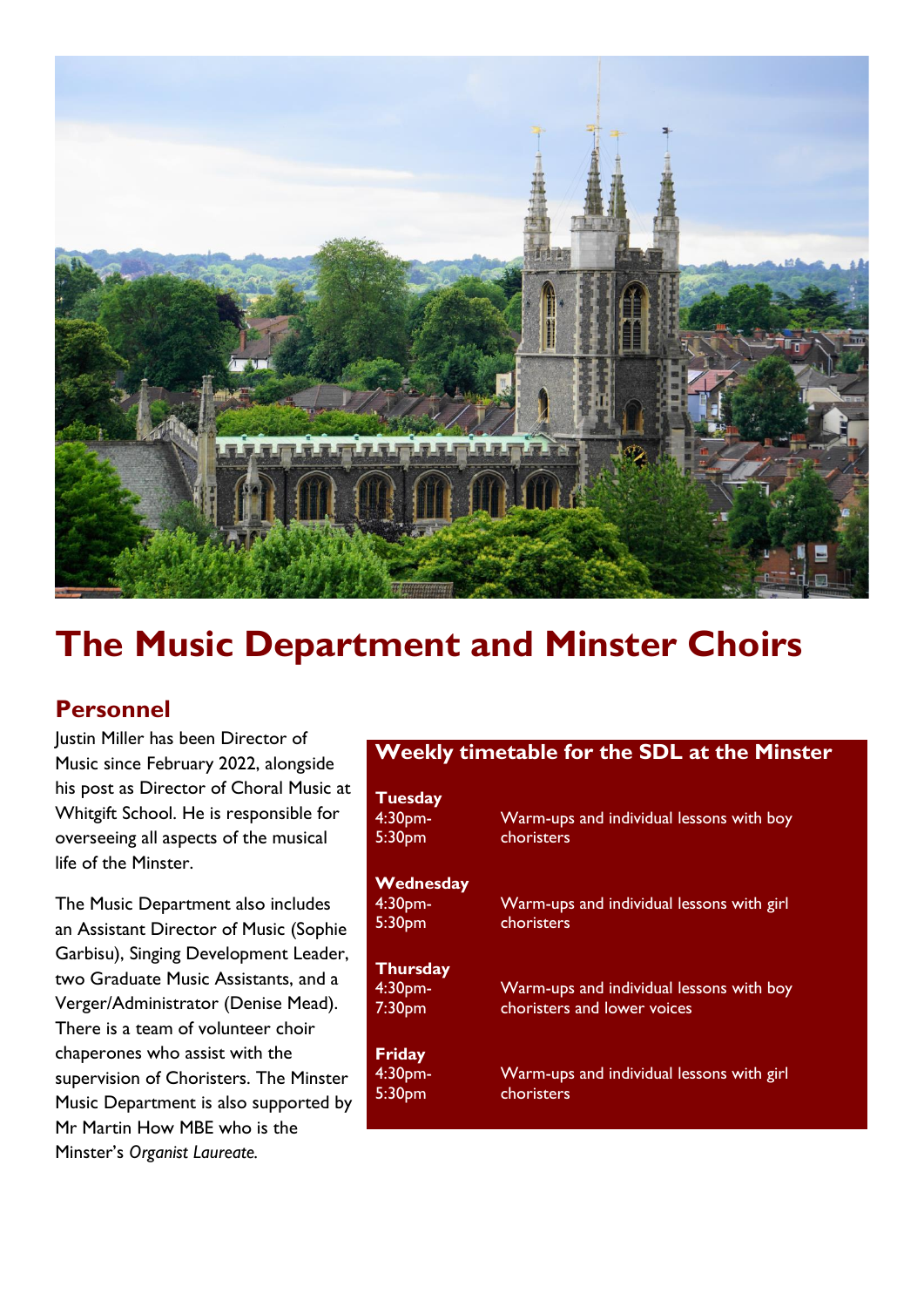# The Music Department and Minster Choirs

## Personnel

Justin Miller has been Director of Music since February 2022, alongside his post as Director of Choral Music at Whitgift School. He is responsible for overseeing all aspects of the musical life of the Minster.

The Music Department also includes an Assistant Director of Music (Sophie Garbisu), Singing Development Leader, two Graduate Music Assistants, and a Verger/Administrator (Denise Mead). There is a team of volunteer choir chaperones who assist with the supervision of Choristers. The Minster Music Department is also supported by Mr Martin How MBE who is the Minster's *Organist Laureate.*

### Weekly timetable for the SDL at the Minster

| Day / Time | Activity |
|---|---|
| **Tuesday** 4:30pm-5:30pm | Warm-ups and individual lessons with boy choristers |
| **Wednesday** 4:30pm-5:30pm | Warm-ups and individual lessons with girl choristers |
| **Thursday** 4:30pm-7:30pm | Warm-ups and individual lessons with boy choristers and lower voices |
| **Friday** 4:30pm-5:30pm | Warm-ups and individual lessons with girl choristers |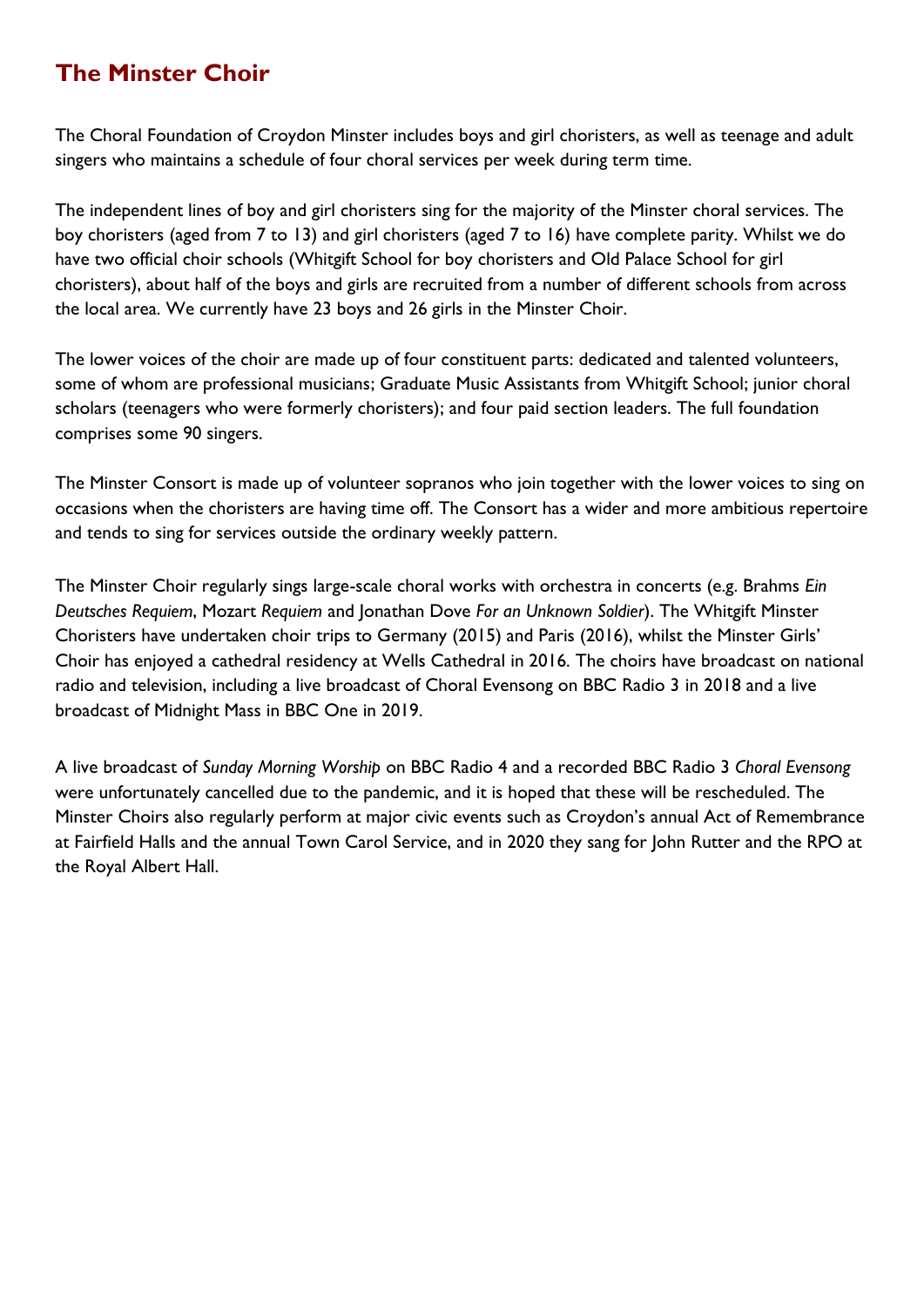## The Minster Choir

The Choral Foundation of Croydon Minster includes boys and girl choristers, as well as teenage and adult singers who maintains a schedule of four choral services per week during term time.

The independent lines of boy and girl choristers sing for the majority of the Minster choral services. The boy choristers (aged from 7 to 13) and girl choristers (aged 7 to 16) have complete parity. Whilst we do have two official choir schools (Whitgift School for boy choristers and Old Palace School for girl choristers), about half of the boys and girls are recruited from a number of different schools from across the local area. We currently have 23 boys and 26 girls in the Minster Choir.

The lower voices of the choir are made up of four constituent parts: dedicated and talented volunteers, some of whom are professional musicians; Graduate Music Assistants from Whitgift School; junior choral scholars (teenagers who were formerly choristers); and four paid section leaders. The full foundation comprises some 90 singers.

The Minster Consort is made up of volunteer sopranos who join together with the lower voices to sing on occasions when the choristers are having time off. The Consort has a wider and more ambitious repertoire and tends to sing for services outside the ordinary weekly pattern.

The Minster Choir regularly sings large-scale choral works with orchestra in concerts (e.g. Brahms *Ein Deutsches Requiem*, Mozart *Requiem* and Jonathan Dove *For an Unknown Soldier*). The Whitgift Minster Choristers have undertaken choir trips to Germany (2015) and Paris (2016), whilst the Minster Girls' Choir has enjoyed a cathedral residency at Wells Cathedral in 2016. The choirs have broadcast on national radio and television, including a live broadcast of Choral Evensong on BBC Radio 3 in 2018 and a live broadcast of Midnight Mass in BBC One in 2019.

A live broadcast of *Sunday Morning Worship* on BBC Radio 4 and a recorded BBC Radio 3 *Choral Evensong* were unfortunately cancelled due to the pandemic, and it is hoped that these will be rescheduled. The Minster Choirs also regularly perform at major civic events such as Croydon's annual Act of Remembrance at Fairfield Halls and the annual Town Carol Service, and in 2020 they sang for John Rutter and the RPO at the Royal Albert Hall.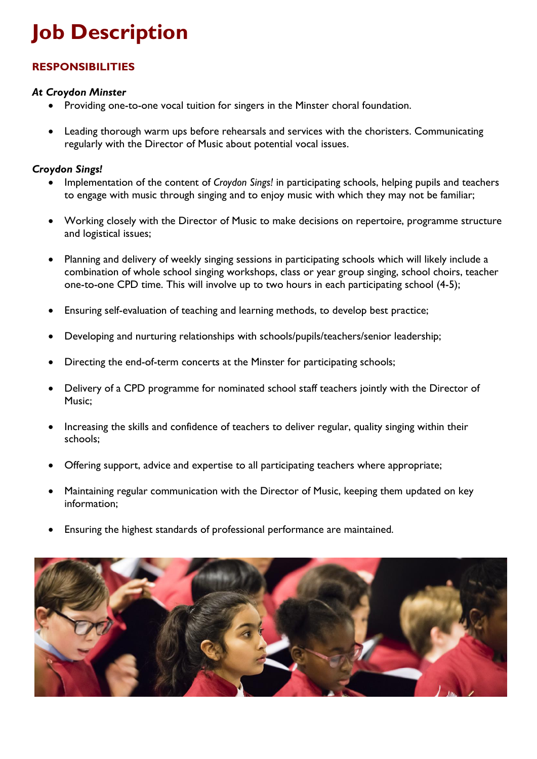# Job Description

## RESPONSIBILITIES

### *At Croydon Minster*

- Providing one-to-one vocal tuition for singers in the Minster choral foundation.
- Leading thorough warm ups before rehearsals and services with the choristers. Communicating regularly with the Director of Music about potential vocal issues.

### *Croydon Sings!*

- Implementation of the content of *Croydon Sings!* in participating schools, helping pupils and teachers to engage with music through singing and to enjoy music with which they may not be familiar;
- Working closely with the Director of Music to make decisions on repertoire, programme structure and logistical issues;
- Planning and delivery of weekly singing sessions in participating schools which will likely include a combination of whole school singing workshops, class or year group singing, school choirs, teacher one-to-one CPD time. This will involve up to two hours in each participating school (4-5);
- Ensuring self-evaluation of teaching and learning methods, to develop best practice;
- Developing and nurturing relationships with schools/pupils/teachers/senior leadership;
- Directing the end-of-term concerts at the Minster for participating schools;
- Delivery of a CPD programme for nominated school staff teachers jointly with the Director of Music;
- Increasing the skills and confidence of teachers to deliver regular, quality singing within their schools;
- Offering support, advice and expertise to all participating teachers where appropriate;
- Maintaining regular communication with the Director of Music, keeping them updated on key information;
- Ensuring the highest standards of professional performance are maintained.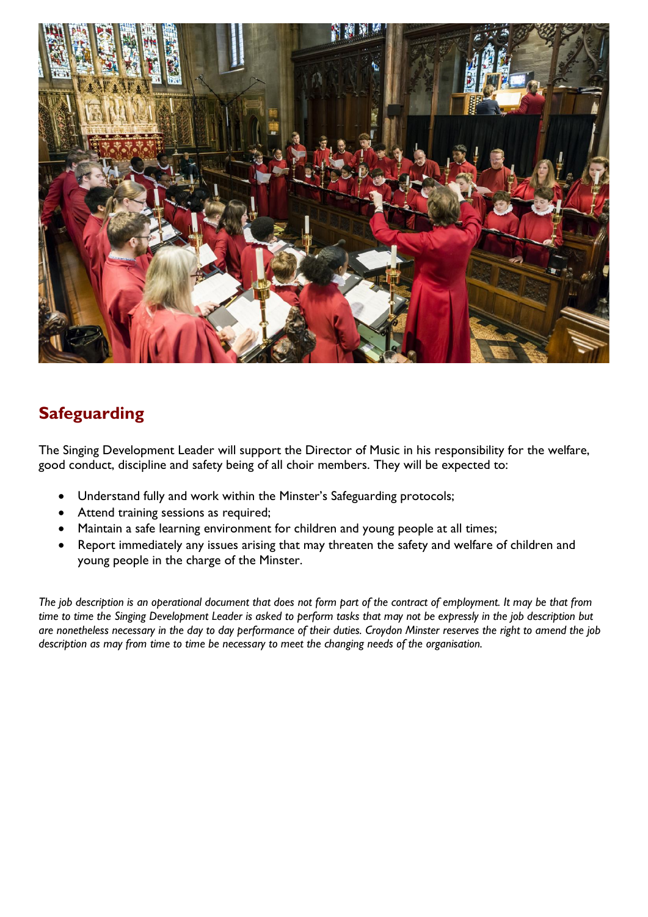## Safeguarding

The Singing Development Leader will support the Director of Music in his responsibility for the welfare, good conduct, discipline and safety being of all choir members. They will be expected to:

- Understand fully and work within the Minster's Safeguarding protocols;
- Attend training sessions as required;
- Maintain a safe learning environment for children and young people at all times;
- Report immediately any issues arising that may threaten the safety and welfare of children and young people in the charge of the Minster.

*The job description is an operational document that does not form part of the contract of employment. It may be that from time to time the Singing Development Leader is asked to perform tasks that may not be expressly in the job description but are nonetheless necessary in the day to day performance of their duties. Croydon Minster reserves the right to amend the job description as may from time to time be necessary to meet the changing needs of the organisation.*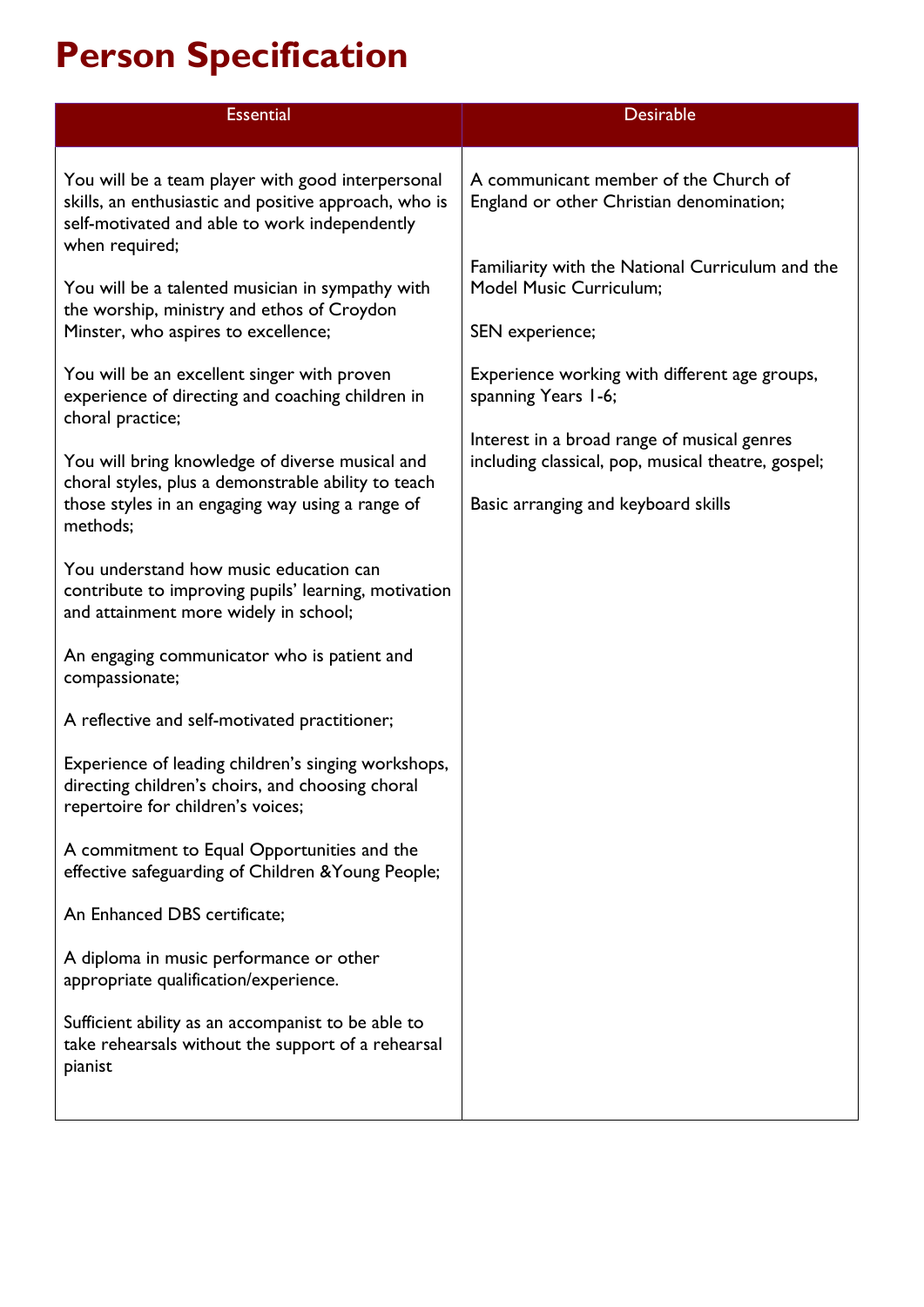# Person Specification

| Essential | Desirable |
|---|---|
| You will be a team player with good interpersonal skills, an enthusiastic and positive approach, who is self-motivated and able to work independently when required; | A communicant member of the Church of England or other Christian denomination; |
| You will be a talented musician in sympathy with the worship, ministry and ethos of Croydon Minster, who aspires to excellence; | Familiarity with the National Curriculum and the Model Music Curriculum; |
| You will be an excellent singer with proven experience of directing and coaching children in choral practice; | SEN experience; |
| You will bring knowledge of diverse musical and choral styles, plus a demonstrable ability to teach those styles in an engaging way using a range of methods; | Experience working with different age groups, spanning Years 1-6; |
| You understand how music education can contribute to improving pupils' learning, motivation and attainment more widely in school; | Interest in a broad range of musical genres including classical, pop, musical theatre, gospel; |
| An engaging communicator who is patient and compassionate; | Basic arranging and keyboard skills |
| A reflective and self-motivated practitioner; | |
| Experience of leading children's singing workshops, directing children's choirs, and choosing choral repertoire for children's voices; | |
| A commitment to Equal Opportunities and the effective safeguarding of Children &Young People; | |
| An Enhanced DBS certificate; | |
| A diploma in music performance or other appropriate qualification/experience. | |
| Sufficient ability as an accompanist to be able to take rehearsals without the support of a rehearsal pianist | |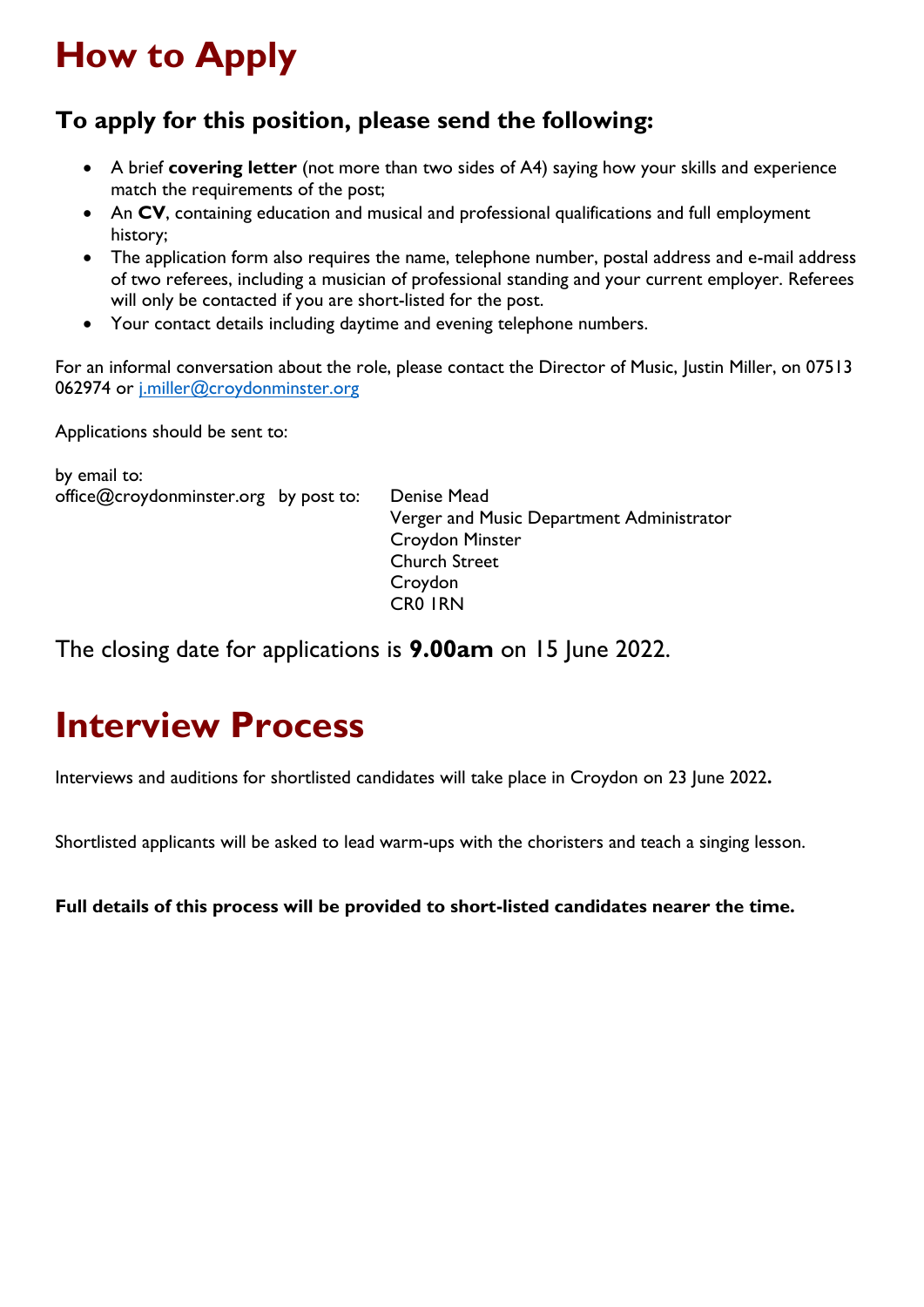# How to Apply

### To apply for this position, please send the following:

- A brief **covering letter** (not more than two sides of A4) saying how your skills and experience match the requirements of the post;
- An **CV**, containing education and musical and professional qualifications and full employment history;
- The application form also requires the name, telephone number, postal address and e-mail address of two referees, including a musician of professional standing and your current employer. Referees will only be contacted if you are short-listed for the post.
- Your contact details including daytime and evening telephone numbers.

For an informal conversation about the role, please contact the Director of Music, Justin Miller, on 07513 062974 or [j.miller@croydonminster.org](mailto:j.miller@croydonminster.org)

Applications should be sent to:

by email to:
office@croydonminster.org

by post to:
Denise Mead
Verger and Music Department Administrator
Croydon Minster
Church Street
Croydon
CR0 1RN

The closing date for applications is **9.00am** on 15 June 2022.

# Interview Process

Interviews and auditions for shortlisted candidates will take place in Croydon on 23 June 2022**.**

Shortlisted applicants will be asked to lead warm-ups with the choristers and teach a singing lesson.

**Full details of this process will be provided to short-listed candidates nearer the time.**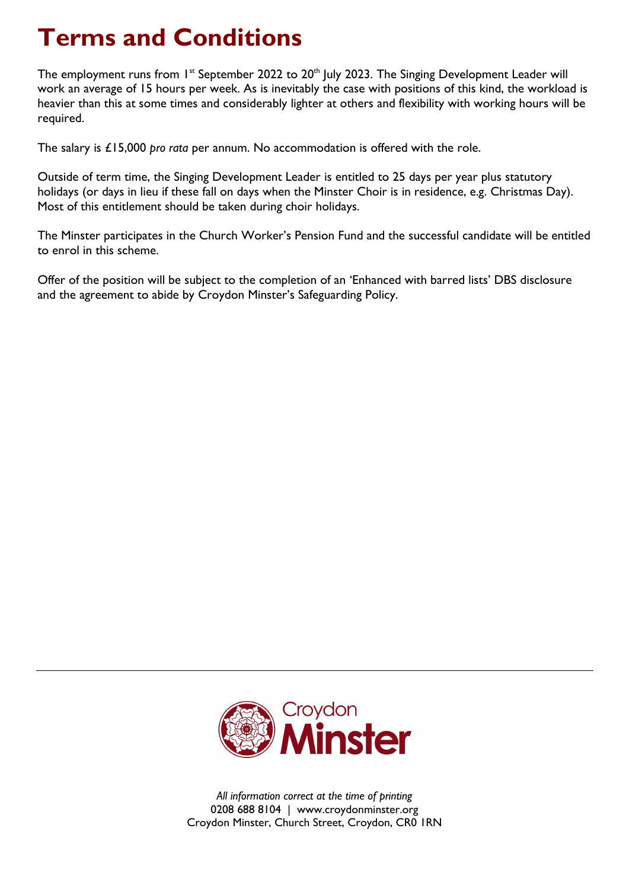# Terms and Conditions

The employment runs from 1st September 2022 to 20th July 2023. The Singing Development Leader will work an average of 15 hours per week. As is inevitably the case with positions of this kind, the workload is heavier than this at some times and considerably lighter at others and flexibility with working hours will be required.

The salary is £15,000 *pro rata* per annum. No accommodation is offered with the role.

Outside of term time, the Singing Development Leader is entitled to 25 days per year plus statutory holidays (or days in lieu if these fall on days when the Minster Choir is in residence, e.g. Christmas Day). Most of this entitlement should be taken during choir holidays.

The Minster participates in the Church Worker's Pension Fund and the successful candidate will be entitled to enrol in this scheme.

Offer of the position will be subject to the completion of an 'Enhanced with barred lists' DBS disclosure and the agreement to abide by Croydon Minster's Safeguarding Policy.

---

Croydon Minster

*All information correct at the time of printing*
0208 688 8104 | www.croydonminster.org
Croydon Minster, Church Street, Croydon, CR0 1RN